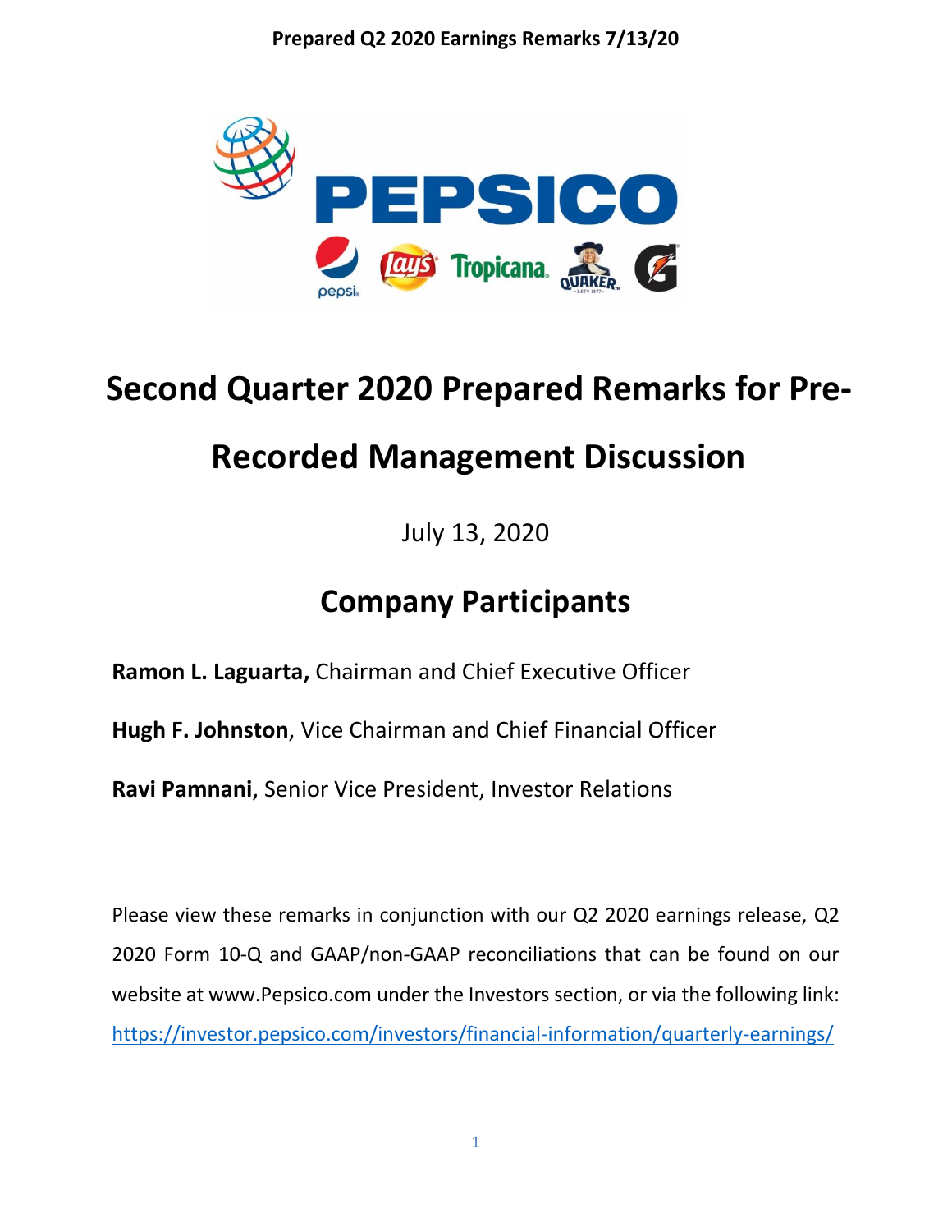# Second Quarter 2020 Prepared Remarks for Pre-Recorded Management Discussion

July 13, 2020

## Company Participants

**Ramon L. Laguarta,** Chairman and Chief Executive Officer

**Hugh F. Johnston**, Vice Chairman and Chief Financial Officer

**Ravi Pamnani**, Senior Vice President, Investor Relations

Please view these remarks in conjunction with our Q2 2020 earnings release, Q2 2020 Form 10-Q and GAAP/non-GAAP reconciliations that can be found on our website at www.Pepsico.com under the Investors section, or via the following link: https://investor.pepsico.com/investors/financial-information/quarterly-earnings/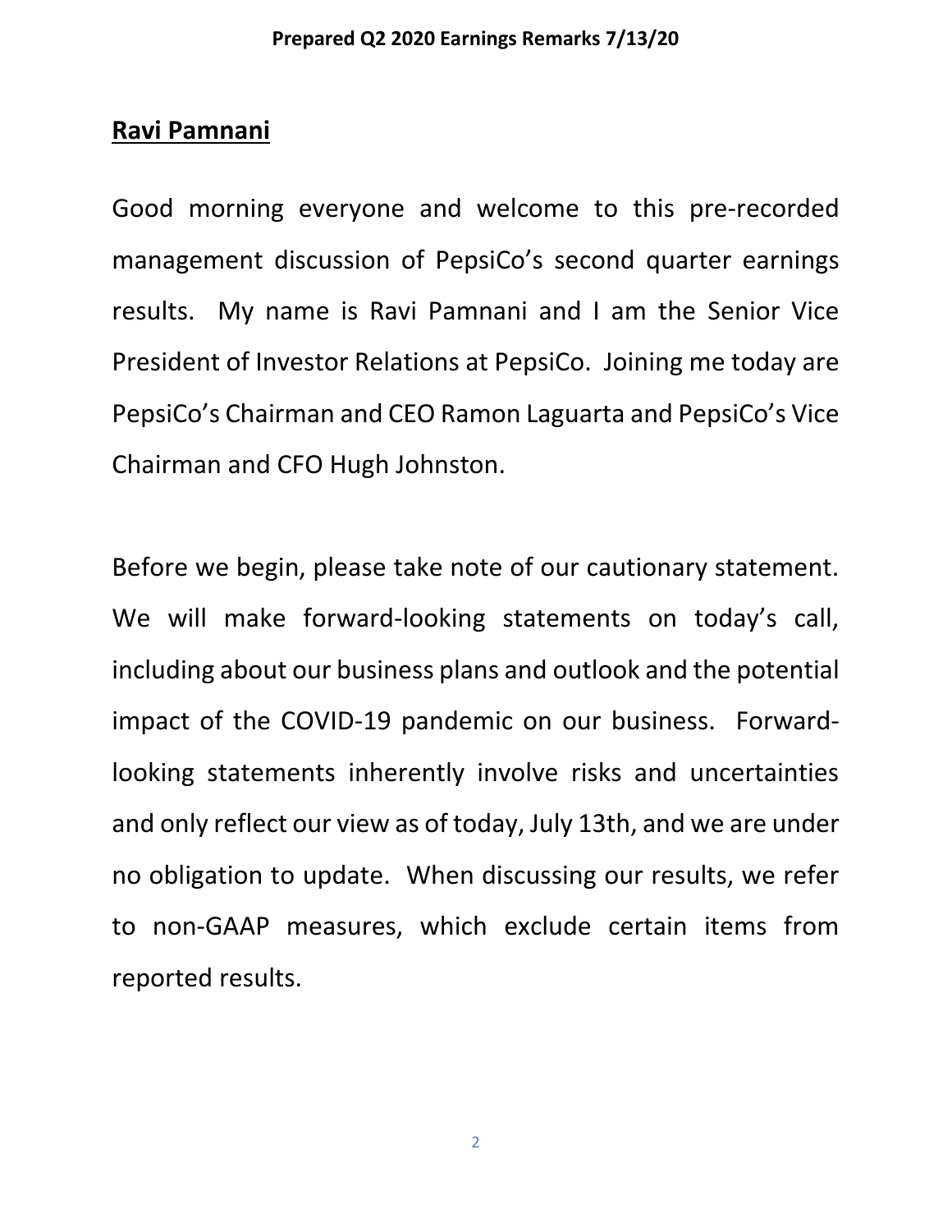**Ravi Pamnani**

Good morning everyone and welcome to this pre-recorded management discussion of PepsiCo's second quarter earnings results. My name is Ravi Pamnani and I am the Senior Vice President of Investor Relations at PepsiCo. Joining me today are PepsiCo's Chairman and CEO Ramon Laguarta and PepsiCo's Vice Chairman and CFO Hugh Johnston.

Before we begin, please take note of our cautionary statement. We will make forward-looking statements on today's call, including about our business plans and outlook and the potential impact of the COVID-19 pandemic on our business. Forward-looking statements inherently involve risks and uncertainties and only reflect our view as of today, July 13th, and we are under no obligation to update. When discussing our results, we refer to non-GAAP measures, which exclude certain items from reported results.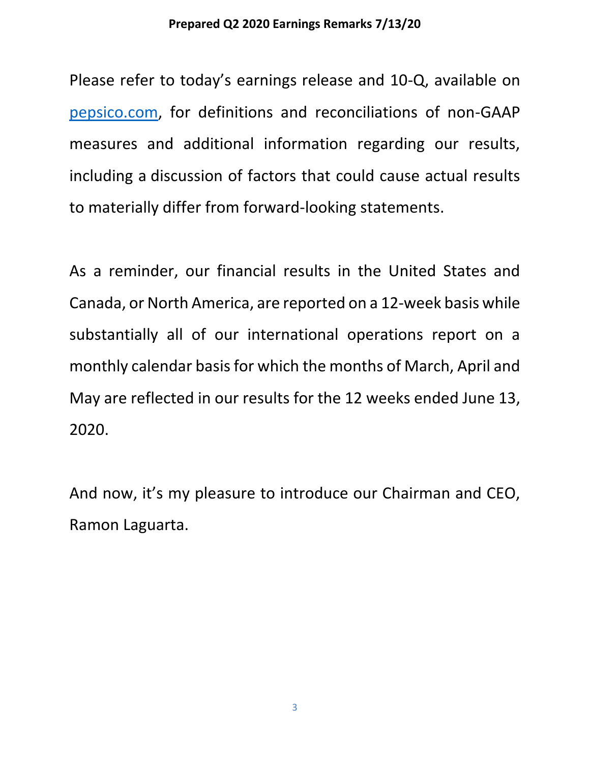Please refer to today's earnings release and 10-Q, available on pepsico.com, for definitions and reconciliations of non-GAAP measures and additional information regarding our results, including a discussion of factors that could cause actual results to materially differ from forward-looking statements.

As a reminder, our financial results in the United States and Canada, or North America, are reported on a 12-week basis while substantially all of our international operations report on a monthly calendar basis for which the months of March, April and May are reflected in our results for the 12 weeks ended June 13, 2020.

And now, it's my pleasure to introduce our Chairman and CEO, Ramon Laguarta.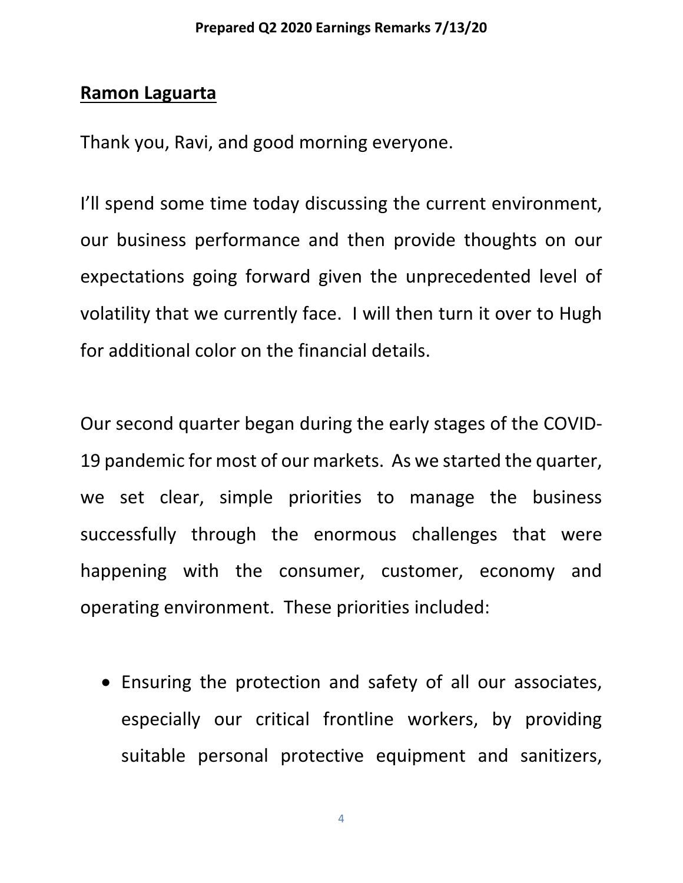**Ramon Laguarta**

Thank you, Ravi, and good morning everyone.

I'll spend some time today discussing the current environment, our business performance and then provide thoughts on our expectations going forward given the unprecedented level of volatility that we currently face. I will then turn it over to Hugh for additional color on the financial details.

Our second quarter began during the early stages of the COVID-19 pandemic for most of our markets. As we started the quarter, we set clear, simple priorities to manage the business successfully through the enormous challenges that were happening with the consumer, customer, economy and operating environment. These priorities included:

- Ensuring the protection and safety of all our associates, especially our critical frontline workers, by providing suitable personal protective equipment and sanitizers,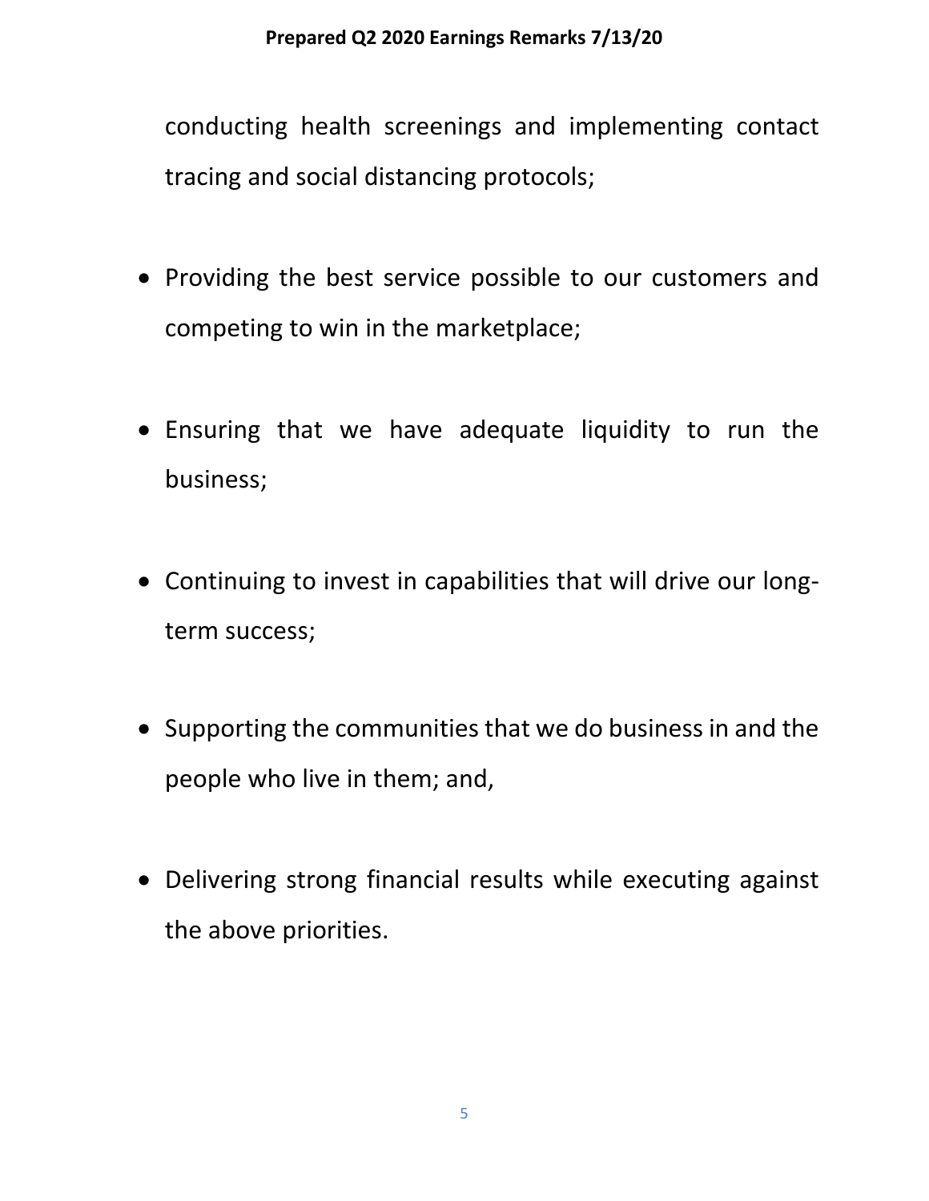conducting health screenings and implementing contact tracing and social distancing protocols;

- Providing the best service possible to our customers and competing to win in the marketplace;
- Ensuring that we have adequate liquidity to run the business;
- Continuing to invest in capabilities that will drive our long-term success;
- Supporting the communities that we do business in and the people who live in them; and,
- Delivering strong financial results while executing against the above priorities.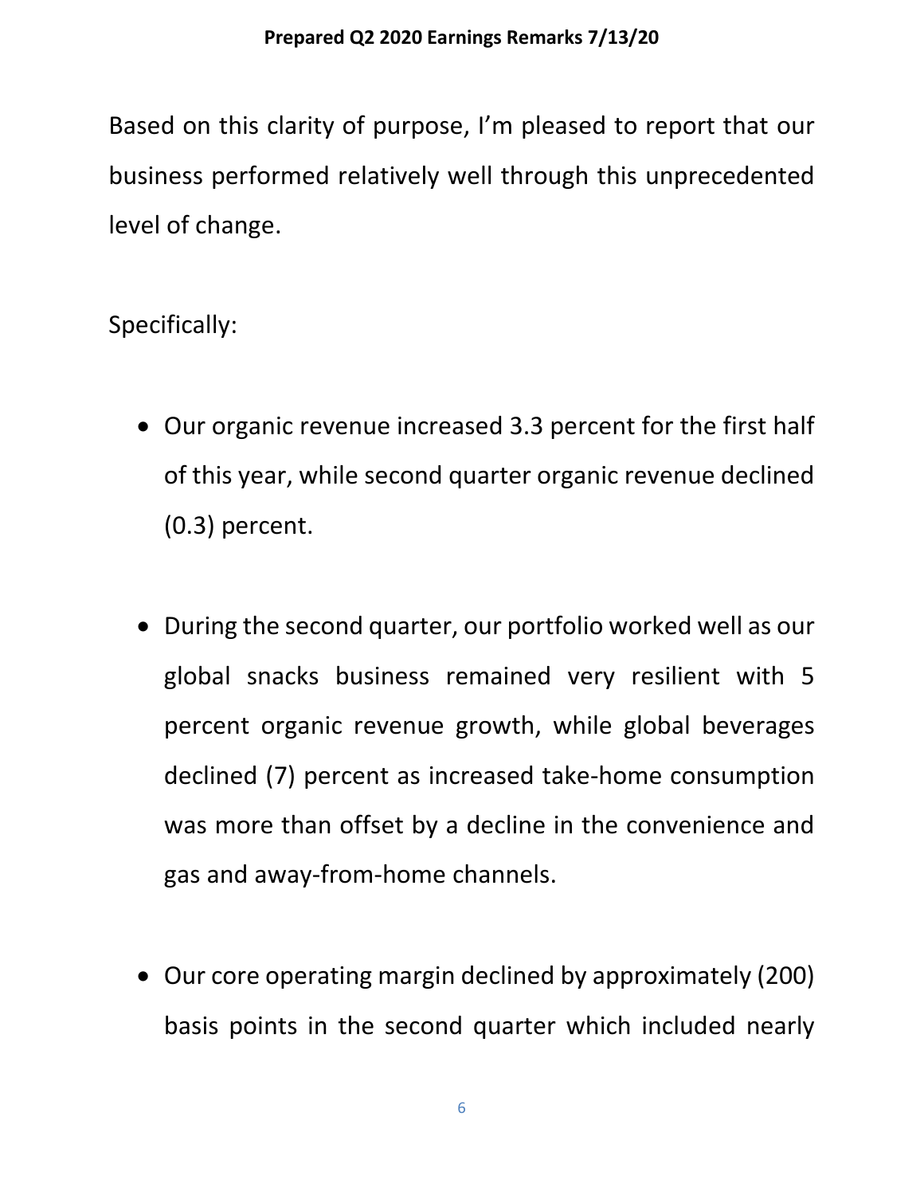Based on this clarity of purpose, I'm pleased to report that our business performed relatively well through this unprecedented level of change.

Specifically:

- Our organic revenue increased 3.3 percent for the first half of this year, while second quarter organic revenue declined (0.3) percent.

- During the second quarter, our portfolio worked well as our global snacks business remained very resilient with 5 percent organic revenue growth, while global beverages declined (7) percent as increased take-home consumption was more than offset by a decline in the convenience and gas and away-from-home channels.

- Our core operating margin declined by approximately (200) basis points in the second quarter which included nearly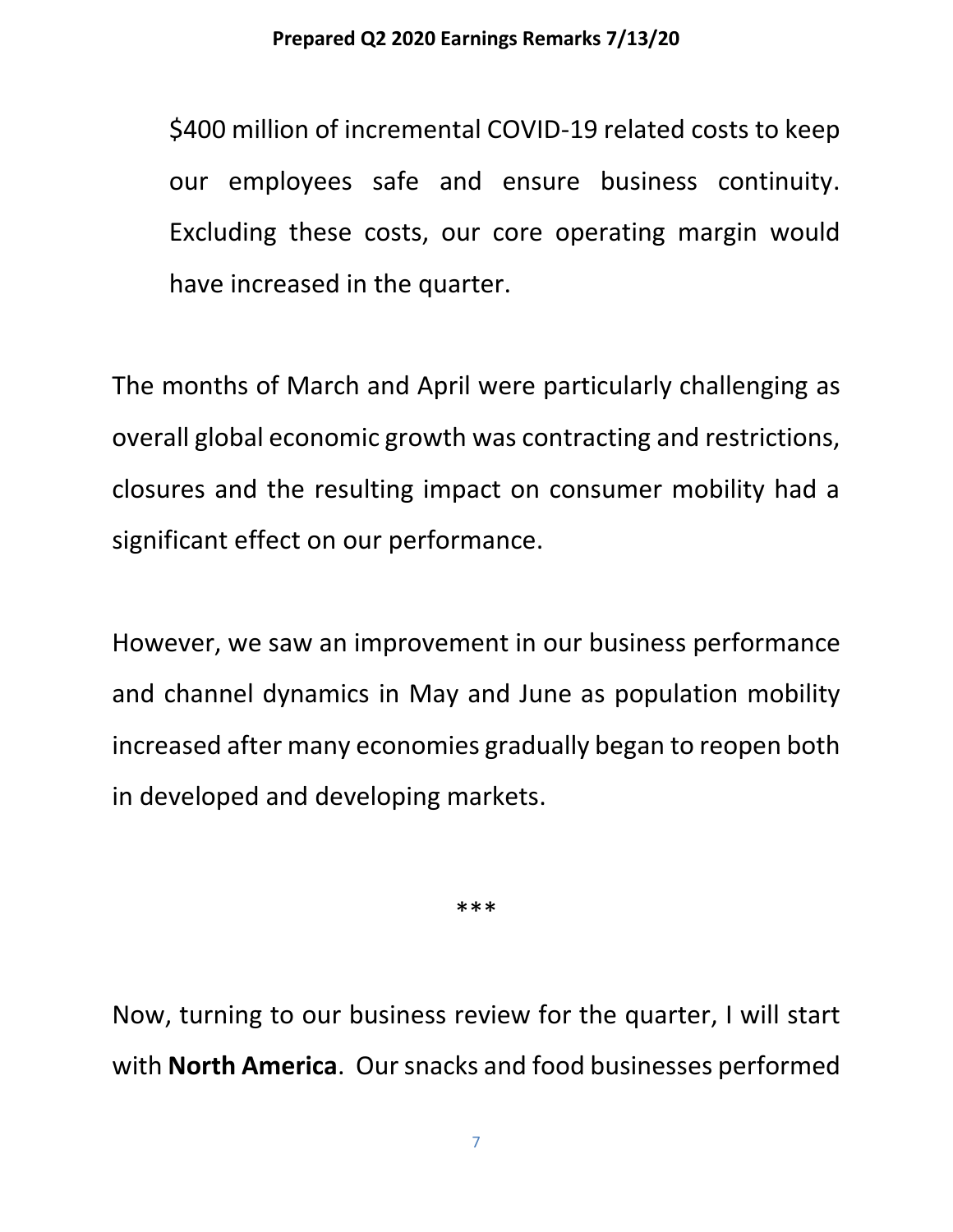$400 million of incremental COVID-19 related costs to keep our employees safe and ensure business continuity. Excluding these costs, our core operating margin would have increased in the quarter.

The months of March and April were particularly challenging as overall global economic growth was contracting and restrictions, closures and the resulting impact on consumer mobility had a significant effect on our performance.

However, we saw an improvement in our business performance and channel dynamics in May and June as population mobility increased after many economies gradually began to reopen both in developed and developing markets.

***

Now, turning to our business review for the quarter, I will start with **North America**. Our snacks and food businesses performed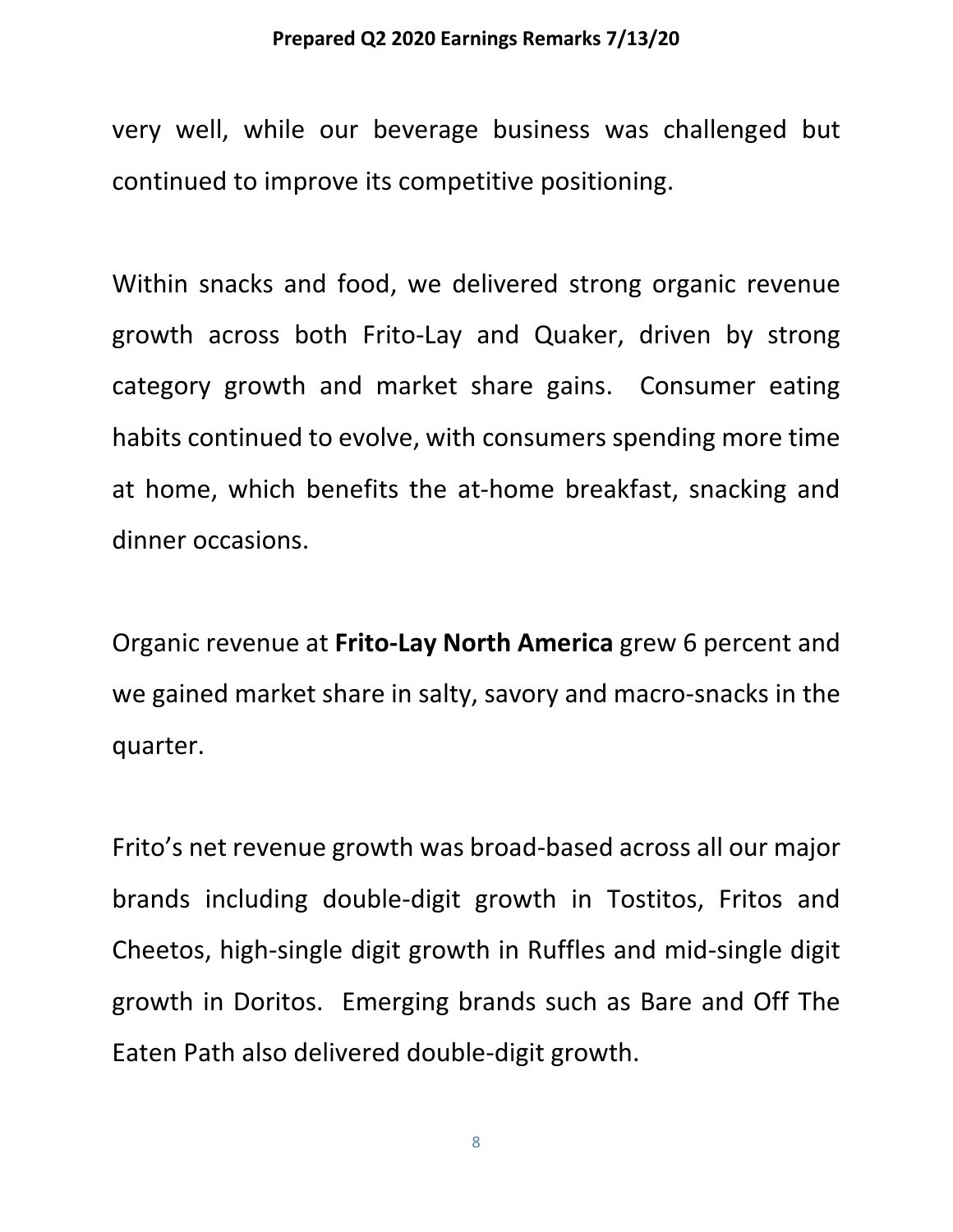very well, while our beverage business was challenged but continued to improve its competitive positioning.

Within snacks and food, we delivered strong organic revenue growth across both Frito-Lay and Quaker, driven by strong category growth and market share gains. Consumer eating habits continued to evolve, with consumers spending more time at home, which benefits the at-home breakfast, snacking and dinner occasions.

Organic revenue at **Frito-Lay North America** grew 6 percent and we gained market share in salty, savory and macro-snacks in the quarter.

Frito's net revenue growth was broad-based across all our major brands including double-digit growth in Tostitos, Fritos and Cheetos, high-single digit growth in Ruffles and mid-single digit growth in Doritos. Emerging brands such as Bare and Off The Eaten Path also delivered double-digit growth.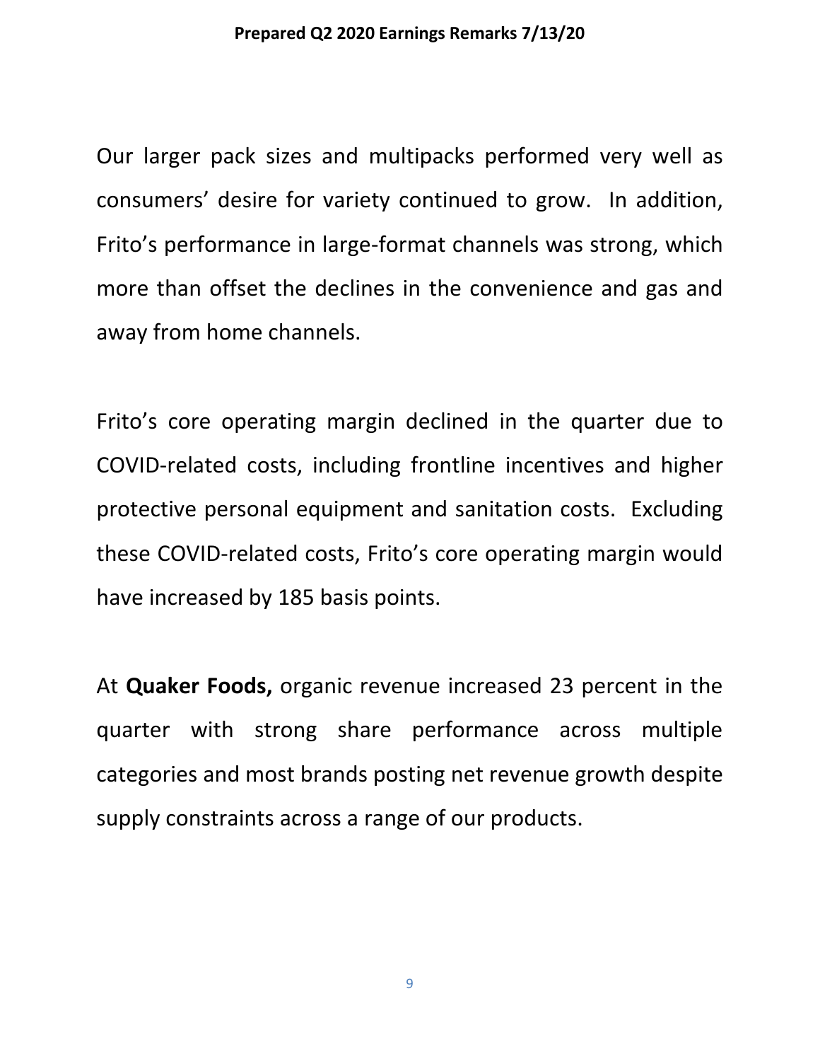Our larger pack sizes and multipacks performed very well as consumers' desire for variety continued to grow.  In addition, Frito's performance in large-format channels was strong, which more than offset the declines in the convenience and gas and away from home channels.

Frito's core operating margin declined in the quarter due to COVID-related costs, including frontline incentives and higher protective personal equipment and sanitation costs.  Excluding these COVID-related costs, Frito's core operating margin would have increased by 185 basis points.

At **Quaker Foods,** organic revenue increased 23 percent in the quarter with strong share performance across multiple categories and most brands posting net revenue growth despite supply constraints across a range of our products.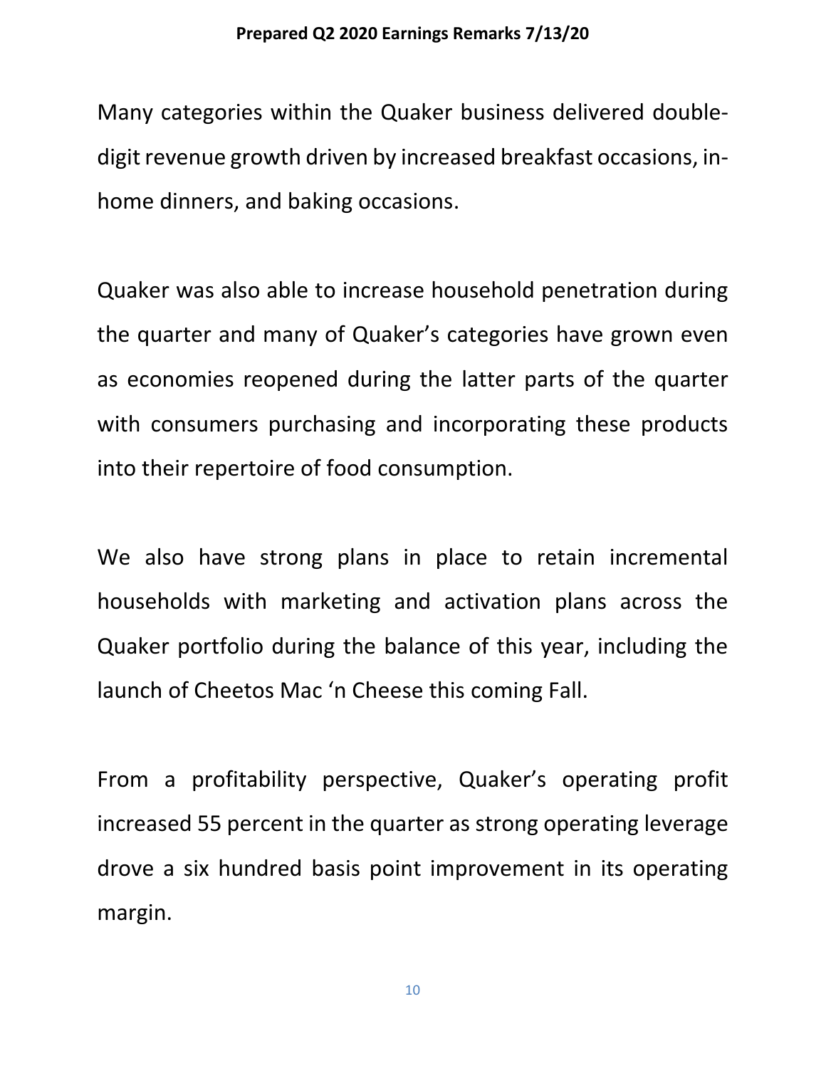Many categories within the Quaker business delivered double-digit revenue growth driven by increased breakfast occasions, in-home dinners, and baking occasions.

Quaker was also able to increase household penetration during the quarter and many of Quaker's categories have grown even as economies reopened during the latter parts of the quarter with consumers purchasing and incorporating these products into their repertoire of food consumption.

We also have strong plans in place to retain incremental households with marketing and activation plans across the Quaker portfolio during the balance of this year, including the launch of Cheetos Mac 'n Cheese this coming Fall.

From a profitability perspective, Quaker's operating profit increased 55 percent in the quarter as strong operating leverage drove a six hundred basis point improvement in its operating margin.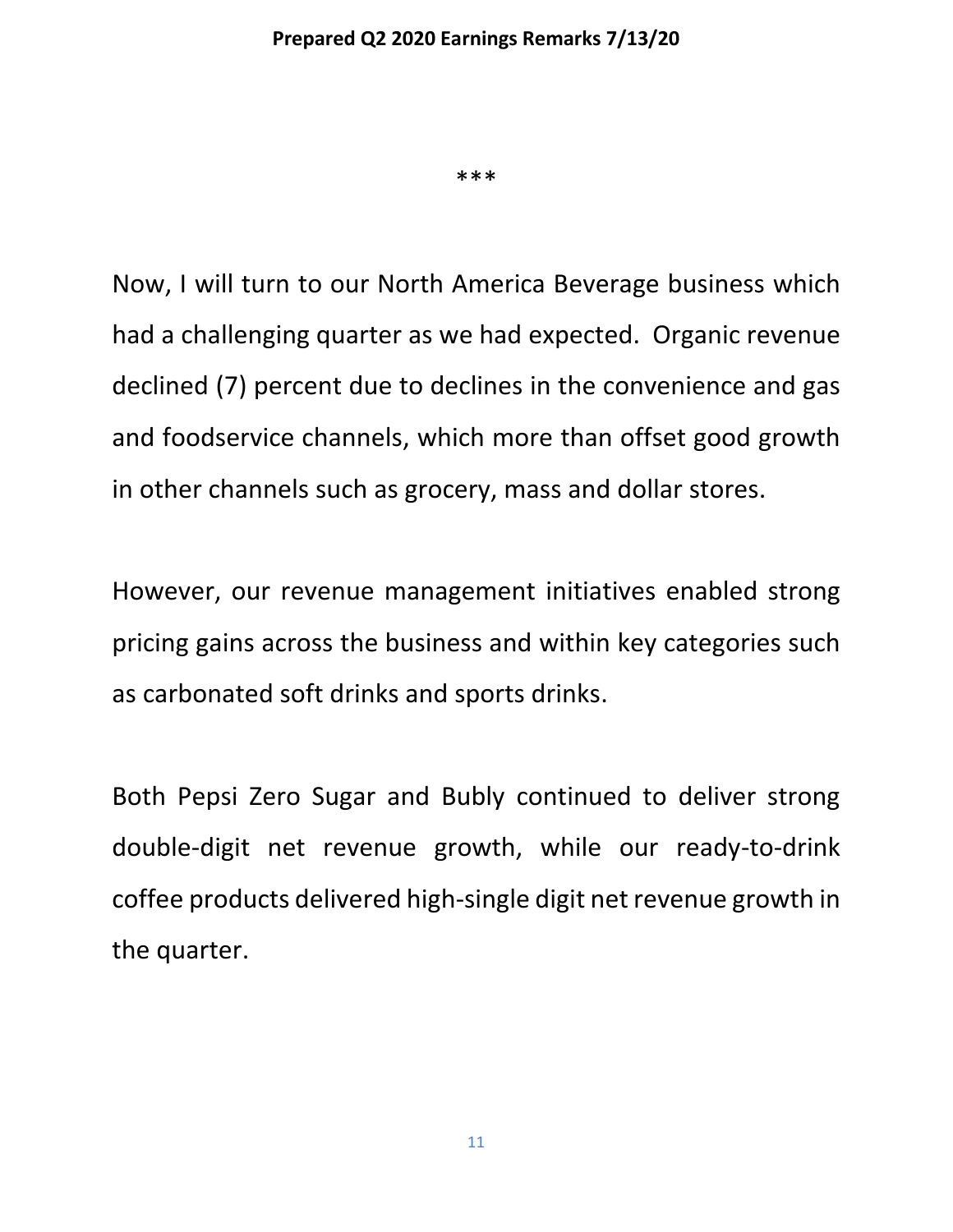***

Now, I will turn to our North America Beverage business which had a challenging quarter as we had expected. Organic revenue declined (7) percent due to declines in the convenience and gas and foodservice channels, which more than offset good growth in other channels such as grocery, mass and dollar stores.

However, our revenue management initiatives enabled strong pricing gains across the business and within key categories such as carbonated soft drinks and sports drinks.

Both Pepsi Zero Sugar and Bubly continued to deliver strong double-digit net revenue growth, while our ready-to-drink coffee products delivered high-single digit net revenue growth in the quarter.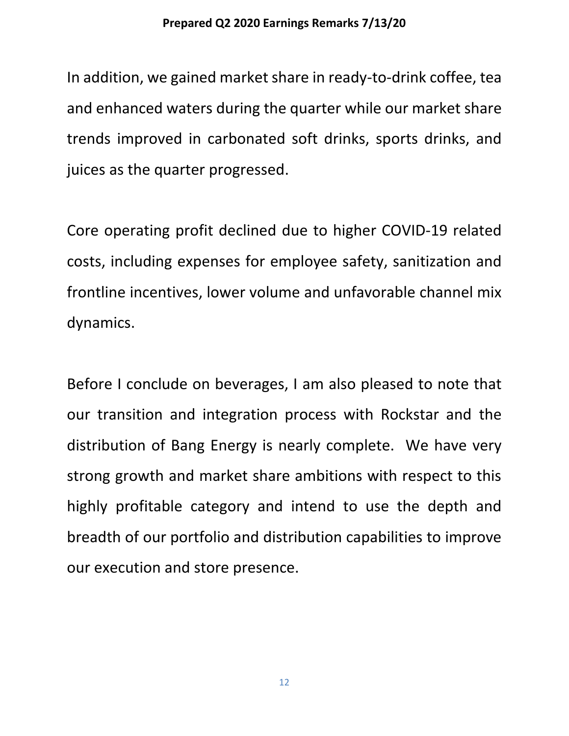In addition, we gained market share in ready-to-drink coffee, tea and enhanced waters during the quarter while our market share trends improved in carbonated soft drinks, sports drinks, and juices as the quarter progressed.

Core operating profit declined due to higher COVID-19 related costs, including expenses for employee safety, sanitization and frontline incentives, lower volume and unfavorable channel mix dynamics.

Before I conclude on beverages, I am also pleased to note that our transition and integration process with Rockstar and the distribution of Bang Energy is nearly complete. We have very strong growth and market share ambitions with respect to this highly profitable category and intend to use the depth and breadth of our portfolio and distribution capabilities to improve our execution and store presence.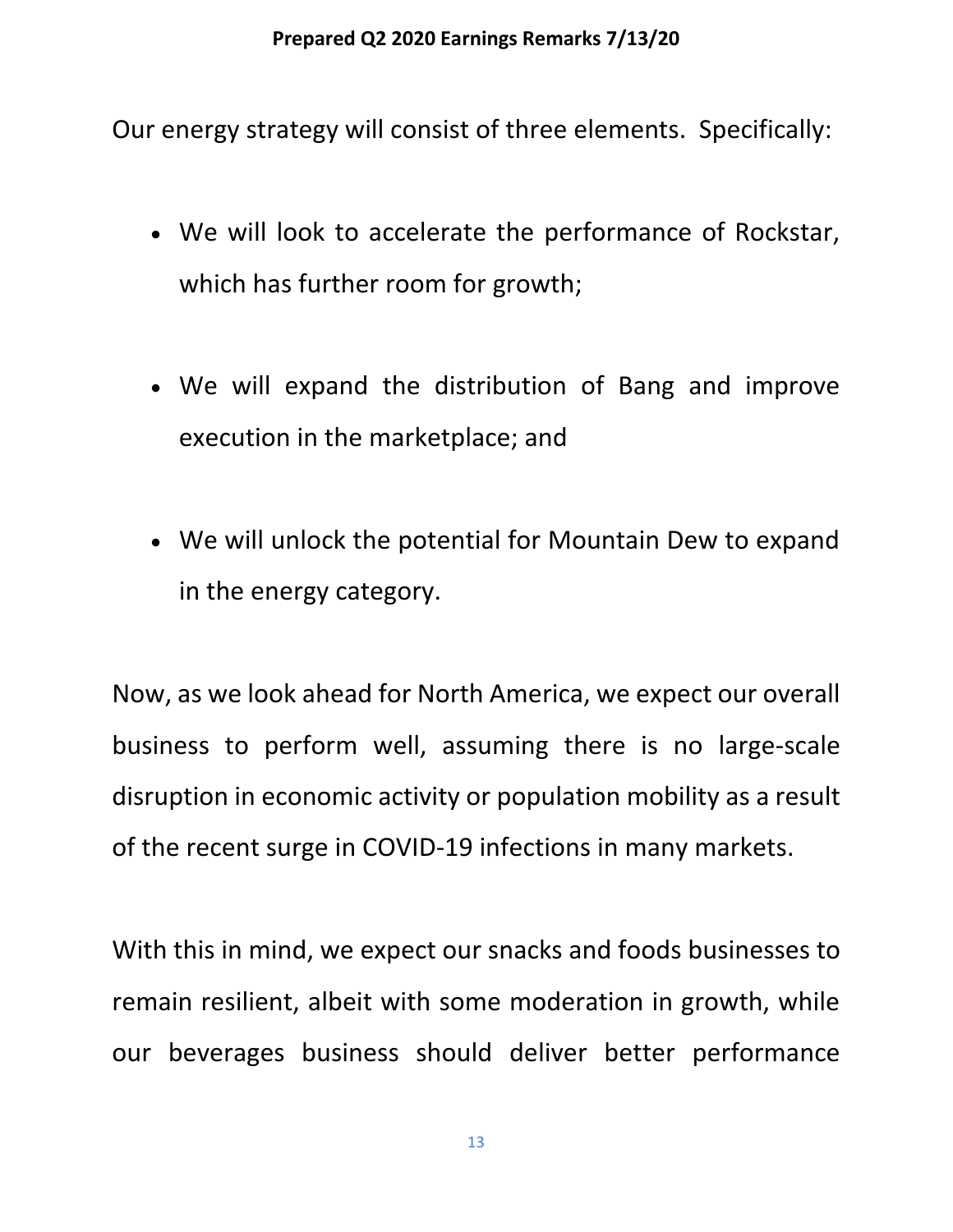Our energy strategy will consist of three elements. Specifically:

- We will look to accelerate the performance of Rockstar, which has further room for growth;
- We will expand the distribution of Bang and improve execution in the marketplace; and
- We will unlock the potential for Mountain Dew to expand in the energy category.

Now, as we look ahead for North America, we expect our overall business to perform well, assuming there is no large-scale disruption in economic activity or population mobility as a result of the recent surge in COVID-19 infections in many markets.

With this in mind, we expect our snacks and foods businesses to remain resilient, albeit with some moderation in growth, while our beverages business should deliver better performance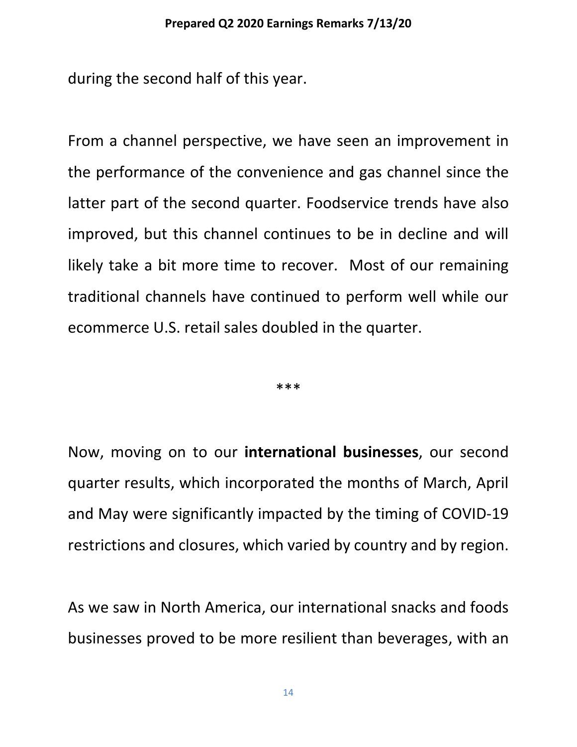during the second half of this year.

From a channel perspective, we have seen an improvement in the performance of the convenience and gas channel since the latter part of the second quarter. Foodservice trends have also improved, but this channel continues to be in decline and will likely take a bit more time to recover.  Most of our remaining traditional channels have continued to perform well while our ecommerce U.S. retail sales doubled in the quarter.

***

Now, moving on to our **international businesses**, our second quarter results, which incorporated the months of March, April and May were significantly impacted by the timing of COVID-19 restrictions and closures, which varied by country and by region.

As we saw in North America, our international snacks and foods businesses proved to be more resilient than beverages, with an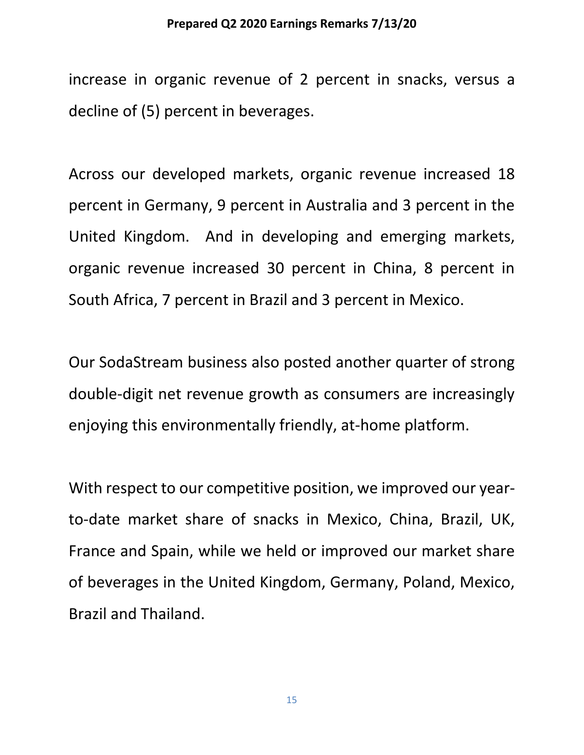increase in organic revenue of 2 percent in snacks, versus a decline of (5) percent in beverages.

Across our developed markets, organic revenue increased 18 percent in Germany, 9 percent in Australia and 3 percent in the United Kingdom.  And in developing and emerging markets, organic revenue increased 30 percent in China, 8 percent in South Africa, 7 percent in Brazil and 3 percent in Mexico.

Our SodaStream business also posted another quarter of strong double-digit net revenue growth as consumers are increasingly enjoying this environmentally friendly, at-home platform.

With respect to our competitive position, we improved our year-to-date market share of snacks in Mexico, China, Brazil, UK, France and Spain, while we held or improved our market share of beverages in the United Kingdom, Germany, Poland, Mexico, Brazil and Thailand.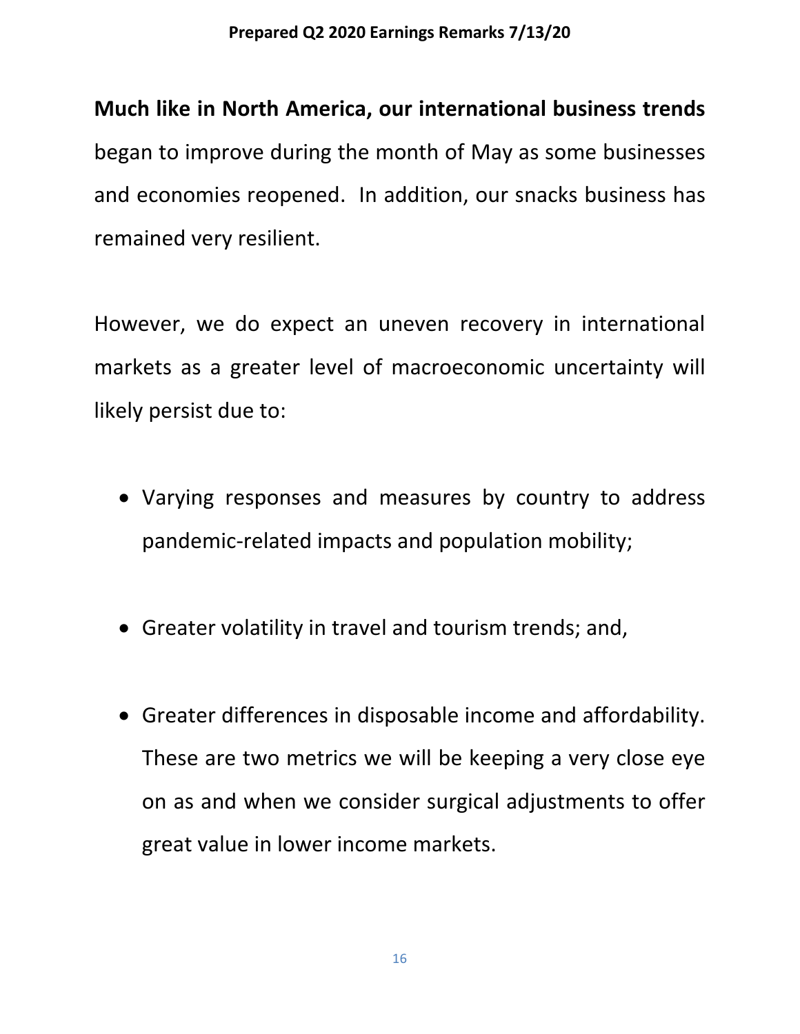**Much like in North America, our international business trends** began to improve during the month of May as some businesses and economies reopened. In addition, our snacks business has remained very resilient.

However, we do expect an uneven recovery in international markets as a greater level of macroeconomic uncertainty will likely persist due to:

- Varying responses and measures by country to address pandemic-related impacts and population mobility;
- Greater volatility in travel and tourism trends; and,
- Greater differences in disposable income and affordability. These are two metrics we will be keeping a very close eye on as and when we consider surgical adjustments to offer great value in lower income markets.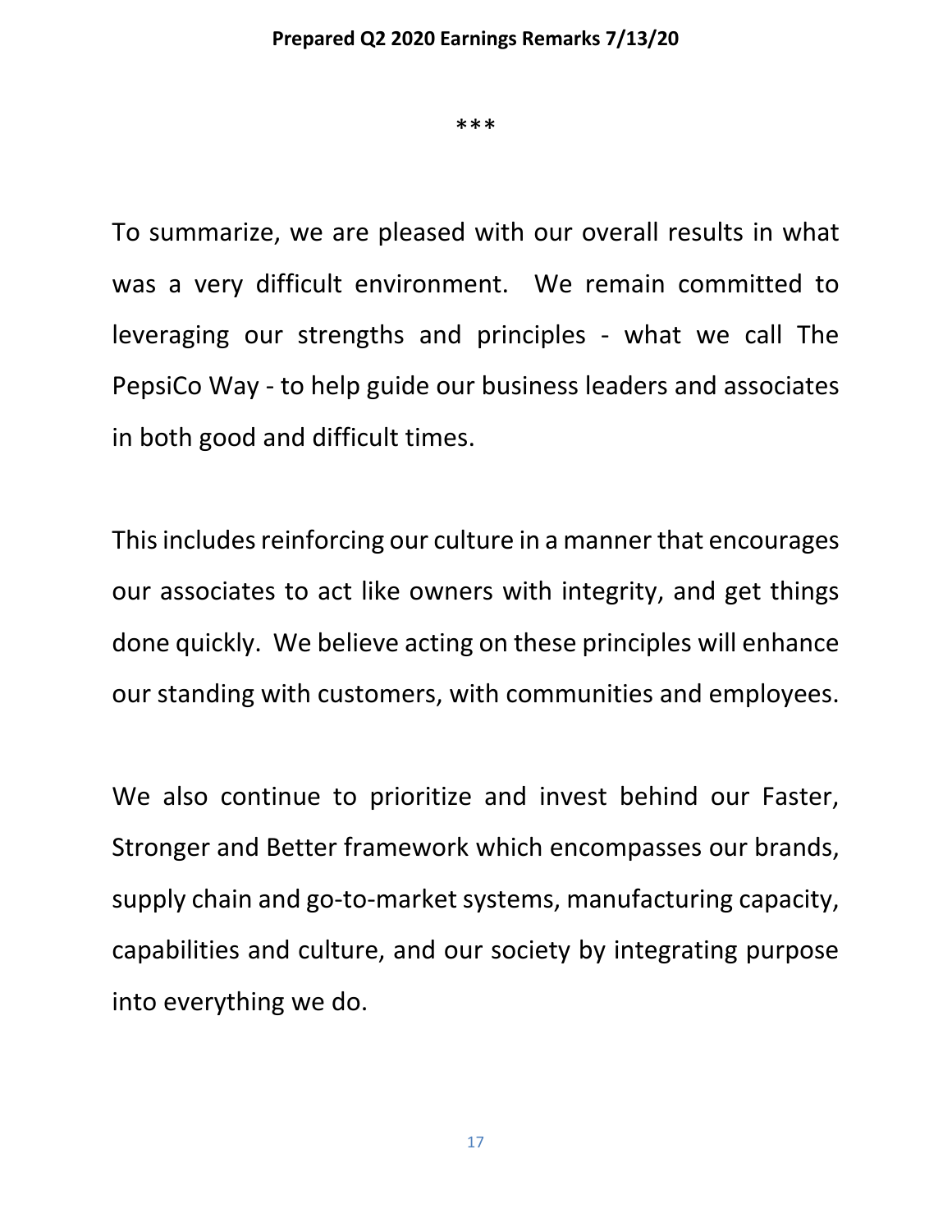***

To summarize, we are pleased with our overall results in what was a very difficult environment. We remain committed to leveraging our strengths and principles - what we call The PepsiCo Way - to help guide our business leaders and associates in both good and difficult times.

This includes reinforcing our culture in a manner that encourages our associates to act like owners with integrity, and get things done quickly. We believe acting on these principles will enhance our standing with customers, with communities and employees.

We also continue to prioritize and invest behind our Faster, Stronger and Better framework which encompasses our brands, supply chain and go-to-market systems, manufacturing capacity, capabilities and culture, and our society by integrating purpose into everything we do.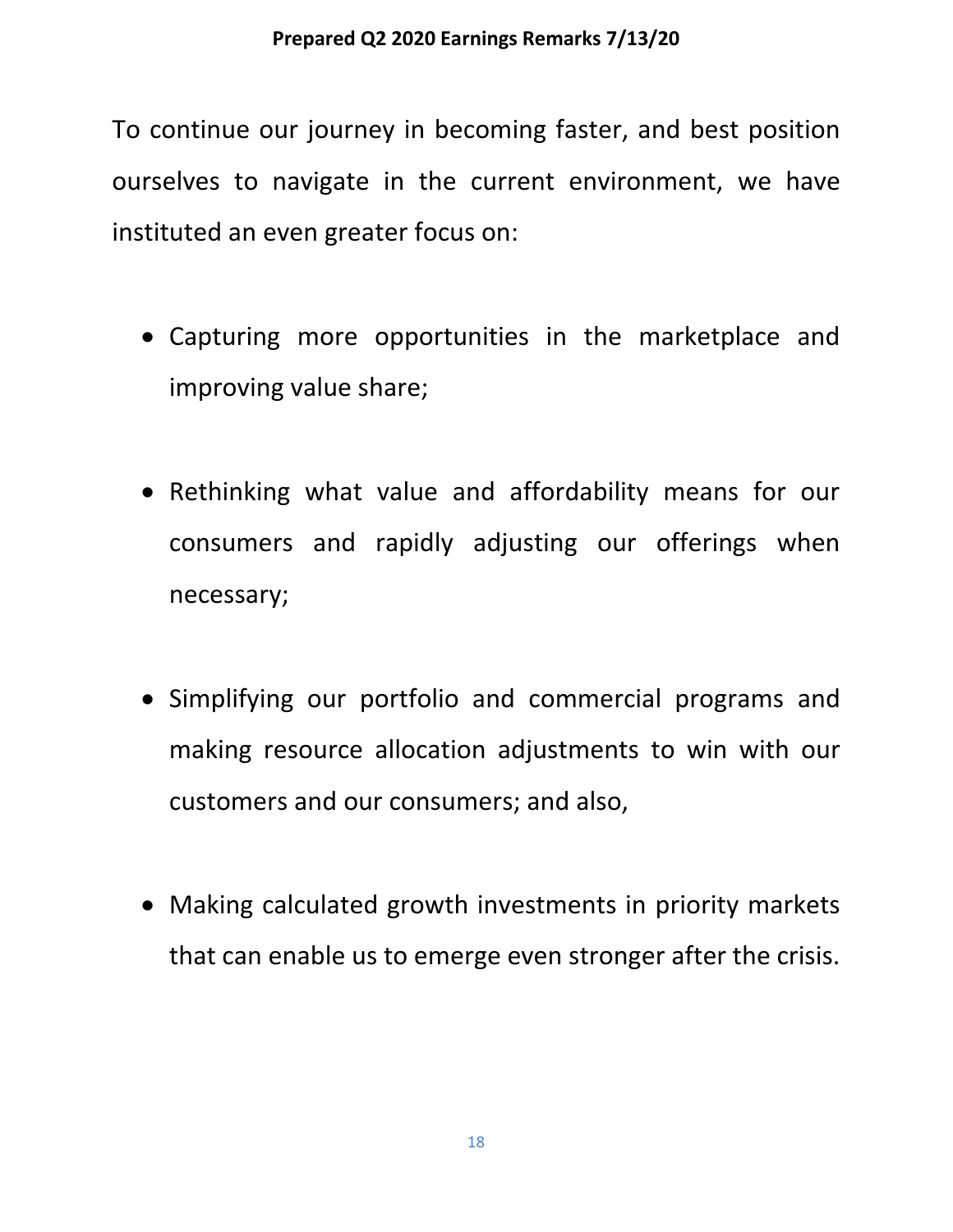To continue our journey in becoming faster, and best position ourselves to navigate in the current environment, we have instituted an even greater focus on:

- Capturing more opportunities in the marketplace and improving value share;

- Rethinking what value and affordability means for our consumers and rapidly adjusting our offerings when necessary;

- Simplifying our portfolio and commercial programs and making resource allocation adjustments to win with our customers and our consumers; and also,

- Making calculated growth investments in priority markets that can enable us to emerge even stronger after the crisis.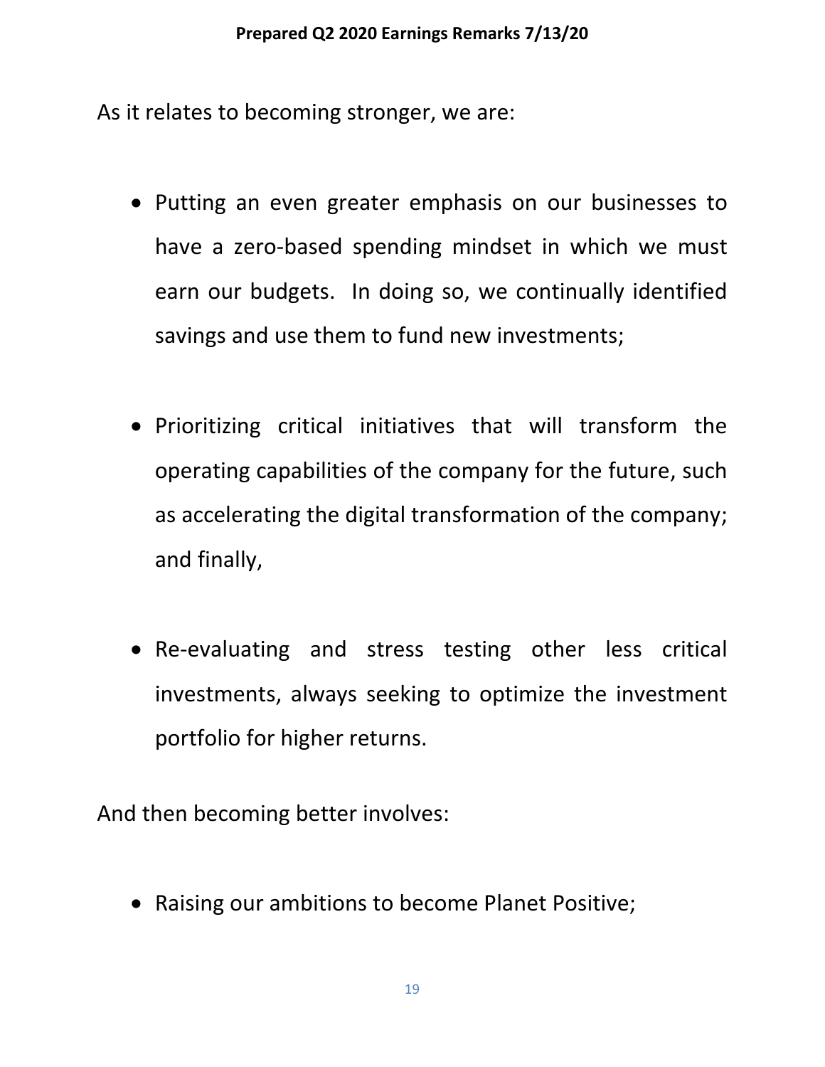As it relates to becoming stronger, we are:

- Putting an even greater emphasis on our businesses to have a zero-based spending mindset in which we must earn our budgets. In doing so, we continually identified savings and use them to fund new investments;

- Prioritizing critical initiatives that will transform the operating capabilities of the company for the future, such as accelerating the digital transformation of the company; and finally,

- Re-evaluating and stress testing other less critical investments, always seeking to optimize the investment portfolio for higher returns.

And then becoming better involves:

- Raising our ambitions to become Planet Positive;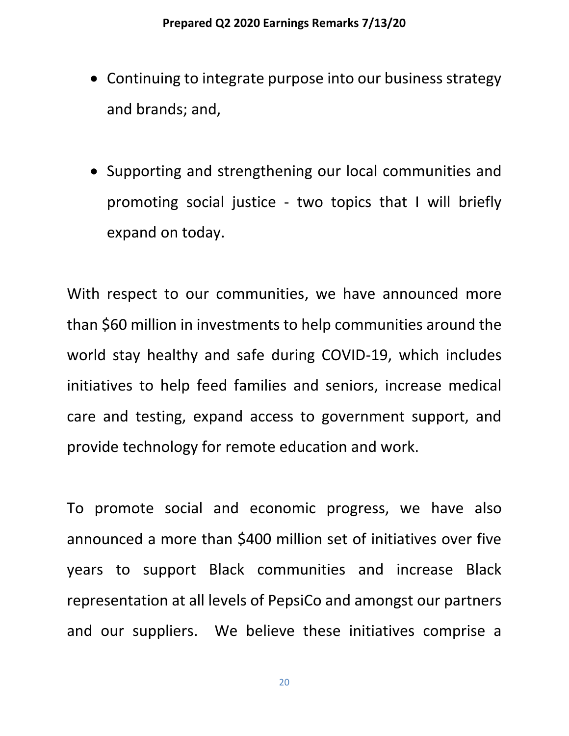- Continuing to integrate purpose into our business strategy and brands; and,

- Supporting and strengthening our local communities and promoting social justice - two topics that I will briefly expand on today.

With respect to our communities, we have announced more than $60 million in investments to help communities around the world stay healthy and safe during COVID-19, which includes initiatives to help feed families and seniors, increase medical care and testing, expand access to government support, and provide technology for remote education and work.

To promote social and economic progress, we have also announced a more than $400 million set of initiatives over five years to support Black communities and increase Black representation at all levels of PepsiCo and amongst our partners and our suppliers. We believe these initiatives comprise a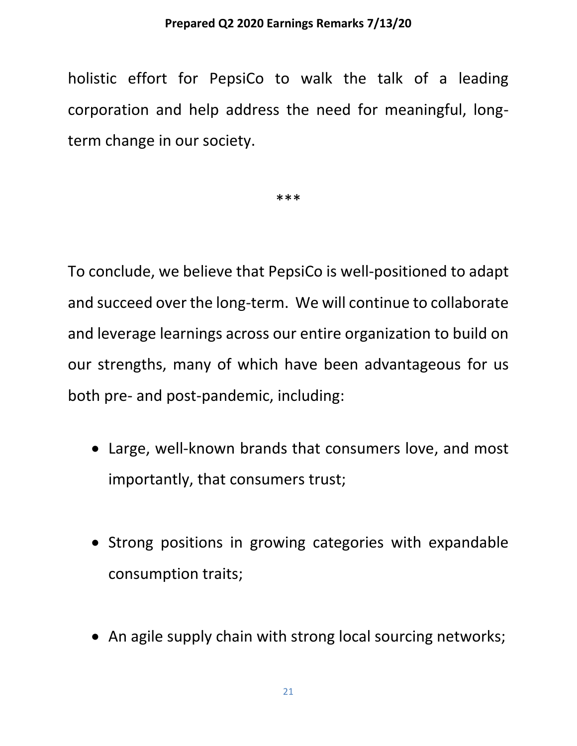holistic effort for PepsiCo to walk the talk of a leading corporation and help address the need for meaningful, long-term change in our society.

***

To conclude, we believe that PepsiCo is well-positioned to adapt and succeed over the long-term. We will continue to collaborate and leverage learnings across our entire organization to build on our strengths, many of which have been advantageous for us both pre- and post-pandemic, including:

- Large, well-known brands that consumers love, and most importantly, that consumers trust;
- Strong positions in growing categories with expandable consumption traits;
- An agile supply chain with strong local sourcing networks;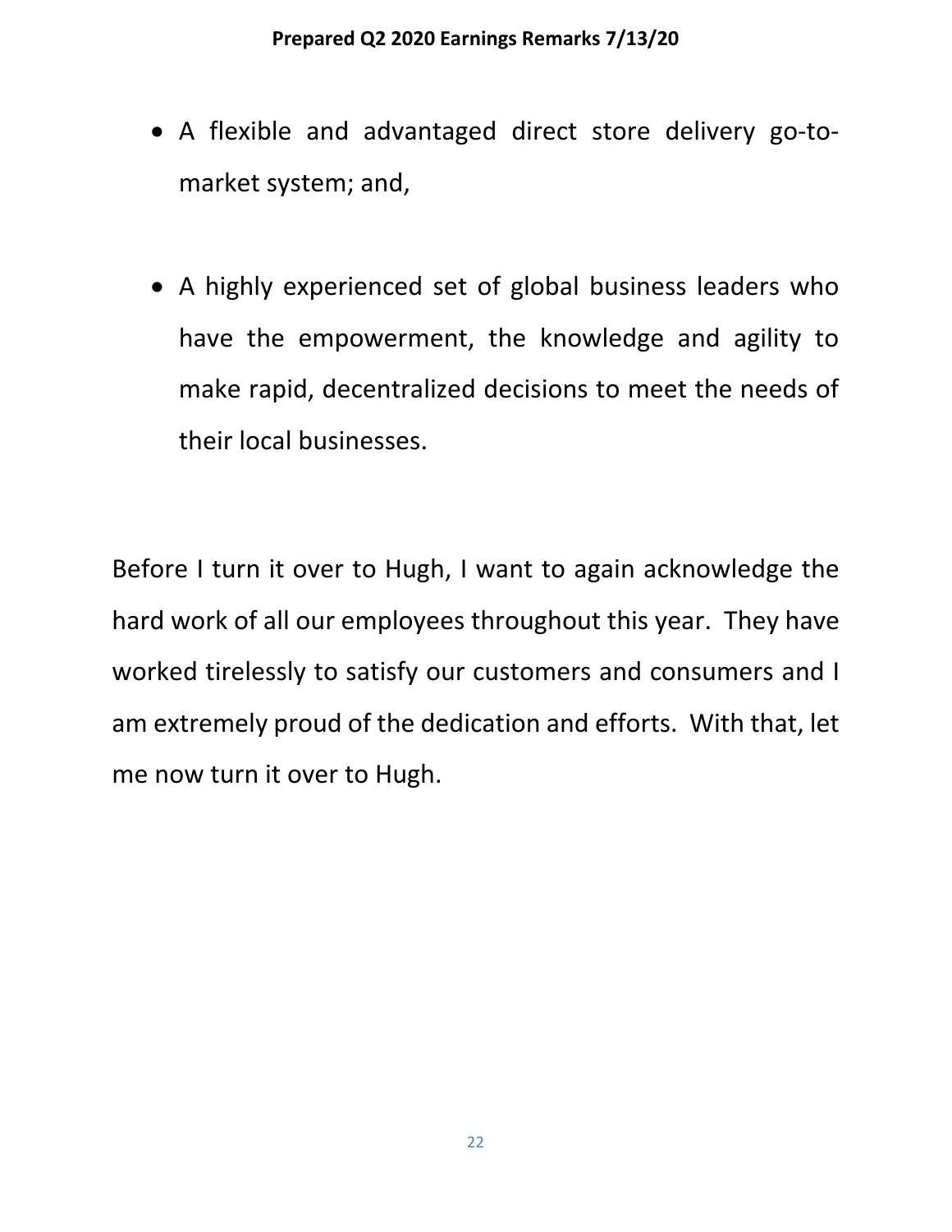- A flexible and advantaged direct store delivery go-to-market system; and,

- A highly experienced set of global business leaders who have the empowerment, the knowledge and agility to make rapid, decentralized decisions to meet the needs of their local businesses.

Before I turn it over to Hugh, I want to again acknowledge the hard work of all our employees throughout this year. They have worked tirelessly to satisfy our customers and consumers and I am extremely proud of the dedication and efforts. With that, let me now turn it over to Hugh.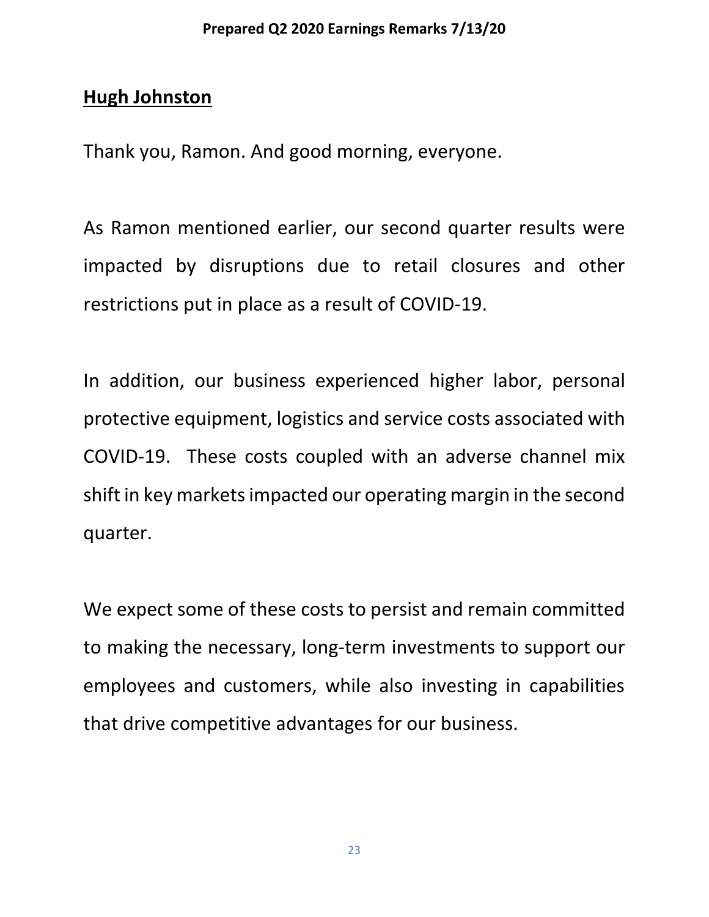**Hugh Johnston**

Thank you, Ramon. And good morning, everyone.

As Ramon mentioned earlier, our second quarter results were impacted by disruptions due to retail closures and other restrictions put in place as a result of COVID-19.

In addition, our business experienced higher labor, personal protective equipment, logistics and service costs associated with COVID-19. These costs coupled with an adverse channel mix shift in key markets impacted our operating margin in the second quarter.

We expect some of these costs to persist and remain committed to making the necessary, long-term investments to support our employees and customers, while also investing in capabilities that drive competitive advantages for our business.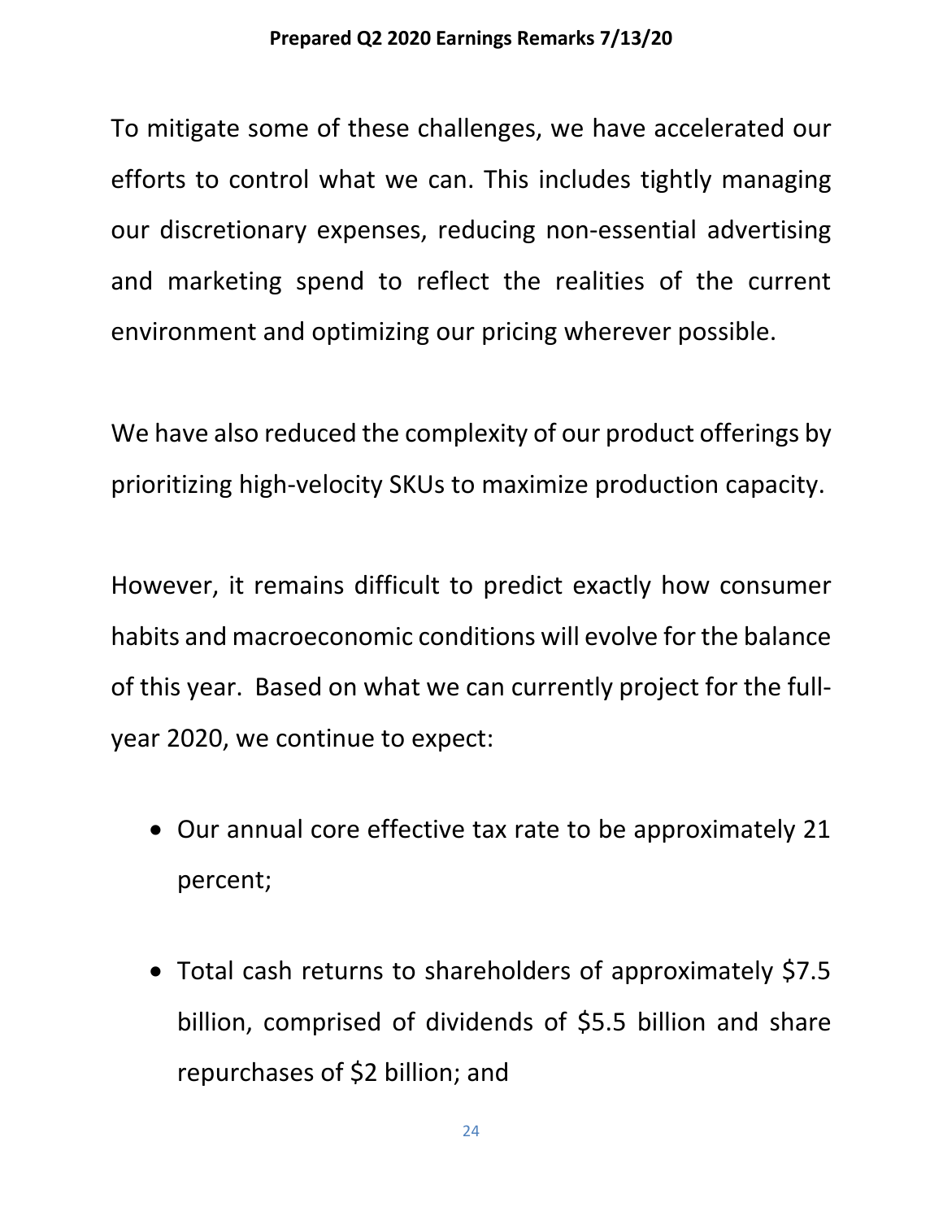To mitigate some of these challenges, we have accelerated our efforts to control what we can. This includes tightly managing our discretionary expenses, reducing non-essential advertising and marketing spend to reflect the realities of the current environment and optimizing our pricing wherever possible.

We have also reduced the complexity of our product offerings by prioritizing high-velocity SKUs to maximize production capacity.

However, it remains difficult to predict exactly how consumer habits and macroeconomic conditions will evolve for the balance of this year. Based on what we can currently project for the full-year 2020, we continue to expect:

- Our annual core effective tax rate to be approximately 21 percent;

- Total cash returns to shareholders of approximately $7.5 billion, comprised of dividends of $5.5 billion and share repurchases of $2 billion; and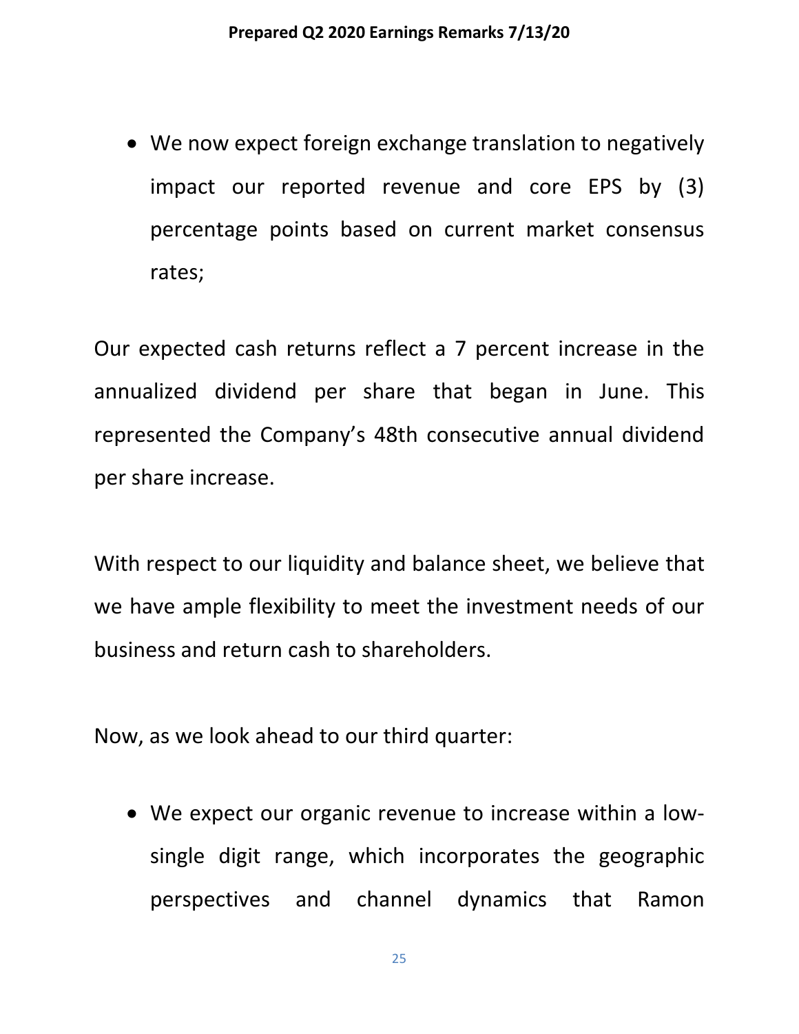- We now expect foreign exchange translation to negatively impact our reported revenue and core EPS by (3) percentage points based on current market consensus rates;

Our expected cash returns reflect a 7 percent increase in the annualized dividend per share that began in June. This represented the Company's 48th consecutive annual dividend per share increase.

With respect to our liquidity and balance sheet, we believe that we have ample flexibility to meet the investment needs of our business and return cash to shareholders.

Now, as we look ahead to our third quarter:

- We expect our organic revenue to increase within a low-single digit range, which incorporates the geographic perspectives and channel dynamics that Ramon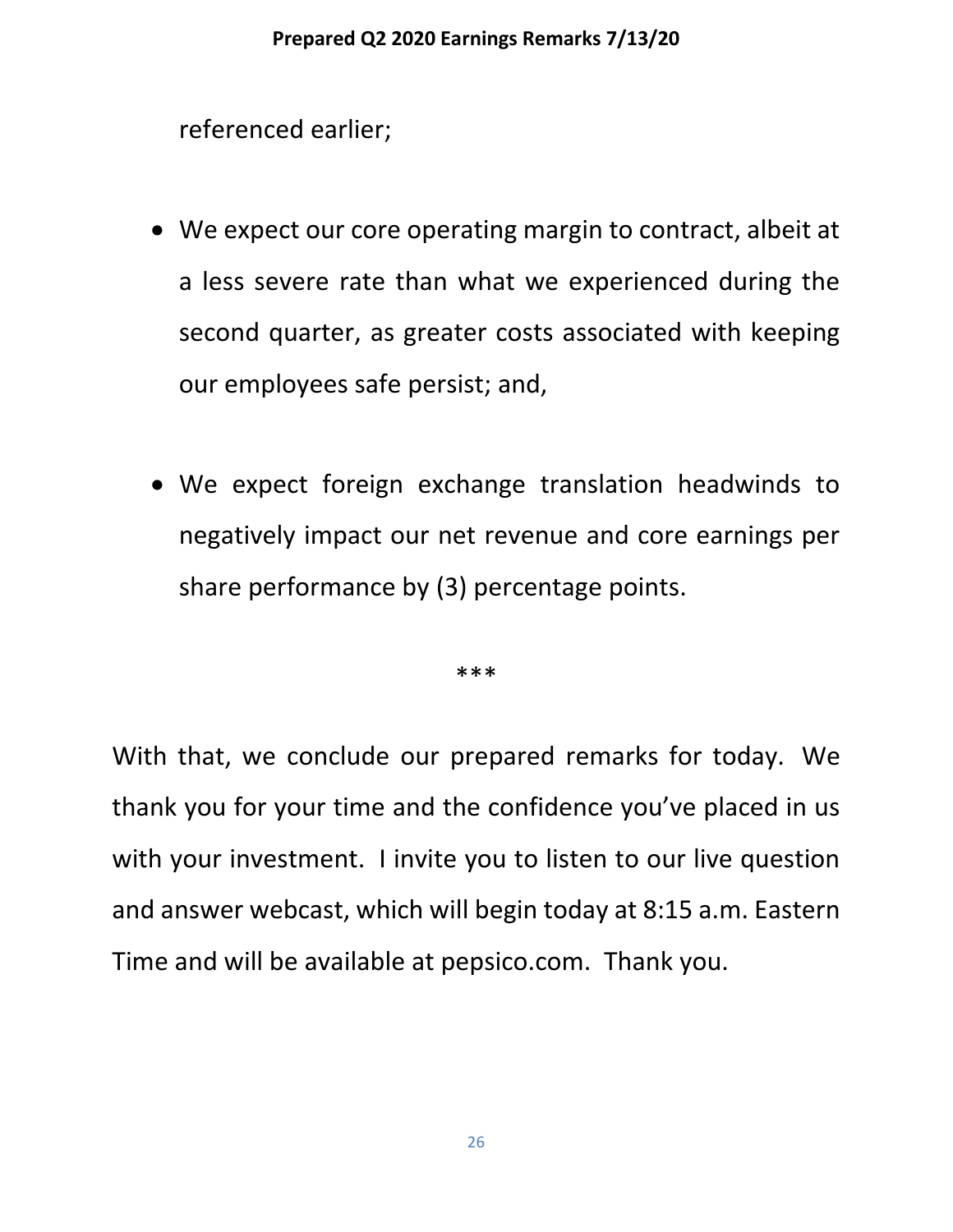referenced earlier;

- We expect our core operating margin to contract, albeit at a less severe rate than what we experienced during the second quarter, as greater costs associated with keeping our employees safe persist; and,

- We expect foreign exchange translation headwinds to negatively impact our net revenue and core earnings per share performance by (3) percentage points.

***

With that, we conclude our prepared remarks for today. We thank you for your time and the confidence you've placed in us with your investment. I invite you to listen to our live question and answer webcast, which will begin today at 8:15 a.m. Eastern Time and will be available at pepsico.com. Thank you.